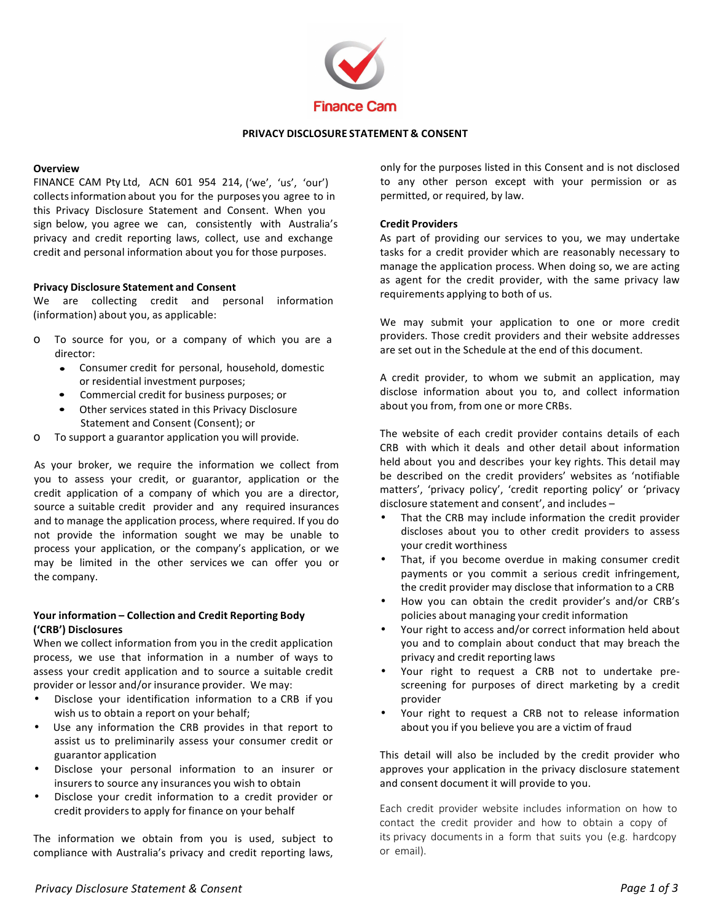Finance Cam

# PRIVACY DISCLOSURE STATEMENT & CONSENT

## Overview

FINANCE CAM Pty Ltd, ACN 601 954 214, ('we', 'us', 'our') collects information about you for the purposes you agree to in this Privacy Disclosure Statement and Consent. When you sign below, you agree we can, consistently with Australia's privacy and credit reporting laws, collect, use and exchange credit and personal information about you for those purposes.

## Privacy Disclosure Statement and Consent

We are collecting credit and personal information (information) about you, as applicable:

- To source for you, or a company of which you are a director:
  - Consumer credit for personal, household, domestic or residential investment purposes;
  - Commercial credit for business purposes; or
  - Other services stated in this Privacy Disclosure Statement and Consent (Consent); or
- To support a guarantor application you will provide.

As your broker, we require the information we collect from you to assess your credit, or guarantor, application or the credit application of a company of which you are a director, source a suitable credit provider and any required insurances and to manage the application process, where required. If you do not provide the information sought we may be unable to process your application, or the company's application, or we may be limited in the other services we can offer you or the company.

## Your information – Collection and Credit Reporting Body ('CRB') Disclosures

When we collect information from you in the credit application process, we use that information in a number of ways to assess your credit application and to source a suitable credit provider or lessor and/or insurance provider. We may:

- Disclose your identification information to a CRB if you wish us to obtain a report on your behalf;
- Use any information the CRB provides in that report to assist us to preliminarily assess your consumer credit or guarantor application
- Disclose your personal information to an insurer or insurers to source any insurances you wish to obtain
- Disclose your credit information to a credit provider or credit providers to apply for finance on your behalf

The information we obtain from you is used, subject to compliance with Australia's privacy and credit reporting laws, only for the purposes listed in this Consent and is not disclosed to any other person except with your permission or as permitted, or required, by law.

## Credit Providers

As part of providing our services to you, we may undertake tasks for a credit provider which are reasonably necessary to manage the application process. When doing so, we are acting as agent for the credit provider, with the same privacy law requirements applying to both of us.

We may submit your application to one or more credit providers. Those credit providers and their website addresses are set out in the Schedule at the end of this document.

A credit provider, to whom we submit an application, may disclose information about you to, and collect information about you from, from one or more CRBs.

The website of each credit provider contains details of each CRB with which it deals and other detail about information held about you and describes your key rights. This detail may be described on the credit providers' websites as 'notifiable matters', 'privacy policy', 'credit reporting policy' or 'privacy disclosure statement and consent', and includes –

- That the CRB may include information the credit provider discloses about you to other credit providers to assess your credit worthiness
- That, if you become overdue in making consumer credit payments or you commit a serious credit infringement, the credit provider may disclose that information to a CRB
- How you can obtain the credit provider's and/or CRB's policies about managing your credit information
- Your right to access and/or correct information held about you and to complain about conduct that may breach the privacy and credit reporting laws
- Your right to request a CRB not to undertake pre-screening for purposes of direct marketing by a credit provider
- Your right to request a CRB not to release information about you if you believe you are a victim of fraud

This detail will also be included by the credit provider who approves your application in the privacy disclosure statement and consent document it will provide to you.

Each credit provider website includes information on how to contact the credit provider and how to obtain a copy of its privacy documents in a form that suits you (e.g. hardcopy or email).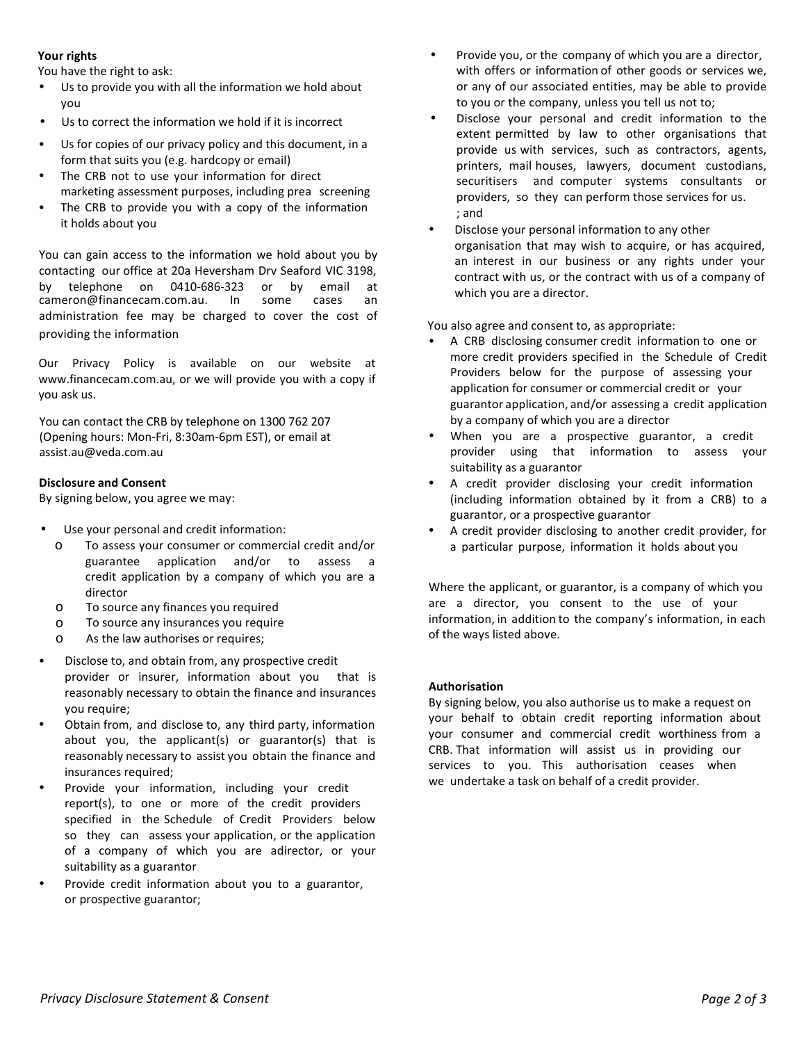**Your rights**

You have the right to ask:

- Us to provide you with all the information we hold about you
- Us to correct the information we hold if it is incorrect
- Us for copies of our privacy policy and this document, in a form that suits you (e.g. hardcopy or email)
- The CRB not to use your information for direct marketing assessment purposes, including prea screening
- The CRB to provide you with a copy of the information it holds about you

You can gain access to the information we hold about you by contacting our office at 20a Heversham Drv Seaford VIC 3198, by telephone on 0410-686-323 or by email at cameron@financecam.com.au. In some cases an administration fee may be charged to cover the cost of providing the information

Our Privacy Policy is available on our website at www.financecam.com.au, or we will provide you with a copy if you ask us.

You can contact the CRB by telephone on 1300 762 207 (Opening hours: Mon-Fri, 8:30am-6pm EST), or email at assist.au@veda.com.au

**Disclosure and Consent**

By signing below, you agree we may:

- Use your personal and credit information:
  - To assess your consumer or commercial credit and/or guarantee application and/or to assess a credit application by a company of which you are a director
  - To source any finances you required
  - To source any insurances you require
  - As the law authorises or requires;
- Disclose to, and obtain from, any prospective credit provider or insurer, information about you that is reasonably necessary to obtain the finance and insurances you require;
- Obtain from, and disclose to, any third party, information about you, the applicant(s) or guarantor(s) that is reasonably necessary to assist you obtain the finance and insurances required;
- Provide your information, including your credit report(s), to one or more of the credit providers specified in the Schedule of Credit Providers below so they can assess your application, or the application of a company of which you are adirector, or your suitability as a guarantor
- Provide credit information about you to a guarantor, or prospective guarantor;
- Provide you, or the company of which you are a director, with offers or information of other goods or services we, or any of our associated entities, may be able to provide to you or the company, unless you tell us not to;
- Disclose your personal and credit information to the extent permitted by law to other organisations that provide us with services, such as contractors, agents, printers, mail houses, lawyers, document custodians, securitisers and computer systems consultants or providers, so they can perform those services for us. ; and
- Disclose your personal information to any other organisation that may wish to acquire, or has acquired, an interest in our business or any rights under your contract with us, or the contract with us of a company of which you are a director.

You also agree and consent to, as appropriate:

- A CRB disclosing consumer credit information to one or more credit providers specified in the Schedule of Credit Providers below for the purpose of assessing your application for consumer or commercial credit or your guarantor application, and/or assessing a credit application by a company of which you are a director
- When you are a prospective guarantor, a credit provider using that information to assess your suitability as a guarantor
- A credit provider disclosing your credit information (including information obtained by it from a CRB) to a guarantor, or a prospective guarantor
- A credit provider disclosing to another credit provider, for a particular purpose, information it holds about you

Where the applicant, or guarantor, is a company of which you are a director, you consent to the use of your information, in addition to the company's information, in each of the ways listed above.

**Authorisation**

By signing below, you also authorise us to make a request on your behalf to obtain credit reporting information about your consumer and commercial credit worthiness from a CRB. That information will assist us in providing our services to you. This authorisation ceases when we undertake a task on behalf of a credit provider.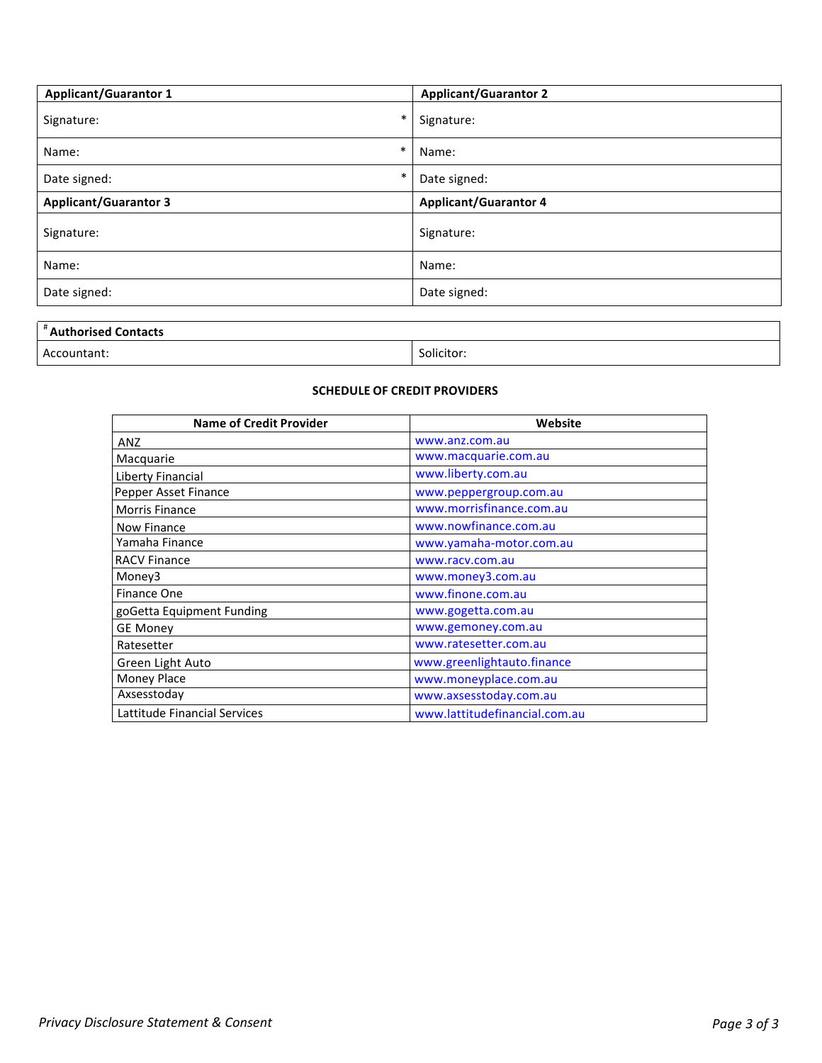| Applicant/Guarantor 1 | | Applicant/Guarantor 2 |
|---|---|---|
| Signature: | * | Signature: |
| Name: | * | Name: |
| Date signed: | * | Date signed: |
| **Applicant/Guarantor 3** | | **Applicant/Guarantor 4** |
| Signature: | | Signature: |
| Name: | | Name: |
| Date signed: | | Date signed: |

| # Authorised Contacts | |
|---|---|
| Accountant: | Solicitor: |

**SCHEDULE OF CREDIT PROVIDERS**

| Name of Credit Provider | Website |
|---|---|
| ANZ | www.anz.com.au |
| Macquarie | www.macquarie.com.au |
| Liberty Financial | www.liberty.com.au |
| Pepper Asset Finance | www.peppergroup.com.au |
| Morris Finance | www.morrisfinance.com.au |
| Now Finance | www.nowfinance.com.au |
| Yamaha Finance | www.yamaha-motor.com.au |
| RACV Finance | www.racv.com.au |
| Money3 | www.money3.com.au |
| Finance One | www.finone.com.au |
| goGetta Equipment Funding | www.gogetta.com.au |
| GE Money | www.gemoney.com.au |
| Ratesetter | www.ratesetter.com.au |
| Green Light Auto | www.greenlightauto.finance |
| Money Place | www.moneyplace.com.au |
| Axsesstoday | www.axsesstoday.com.au |
| Lattitude Financial Services | www.lattitudefinancial.com.au |